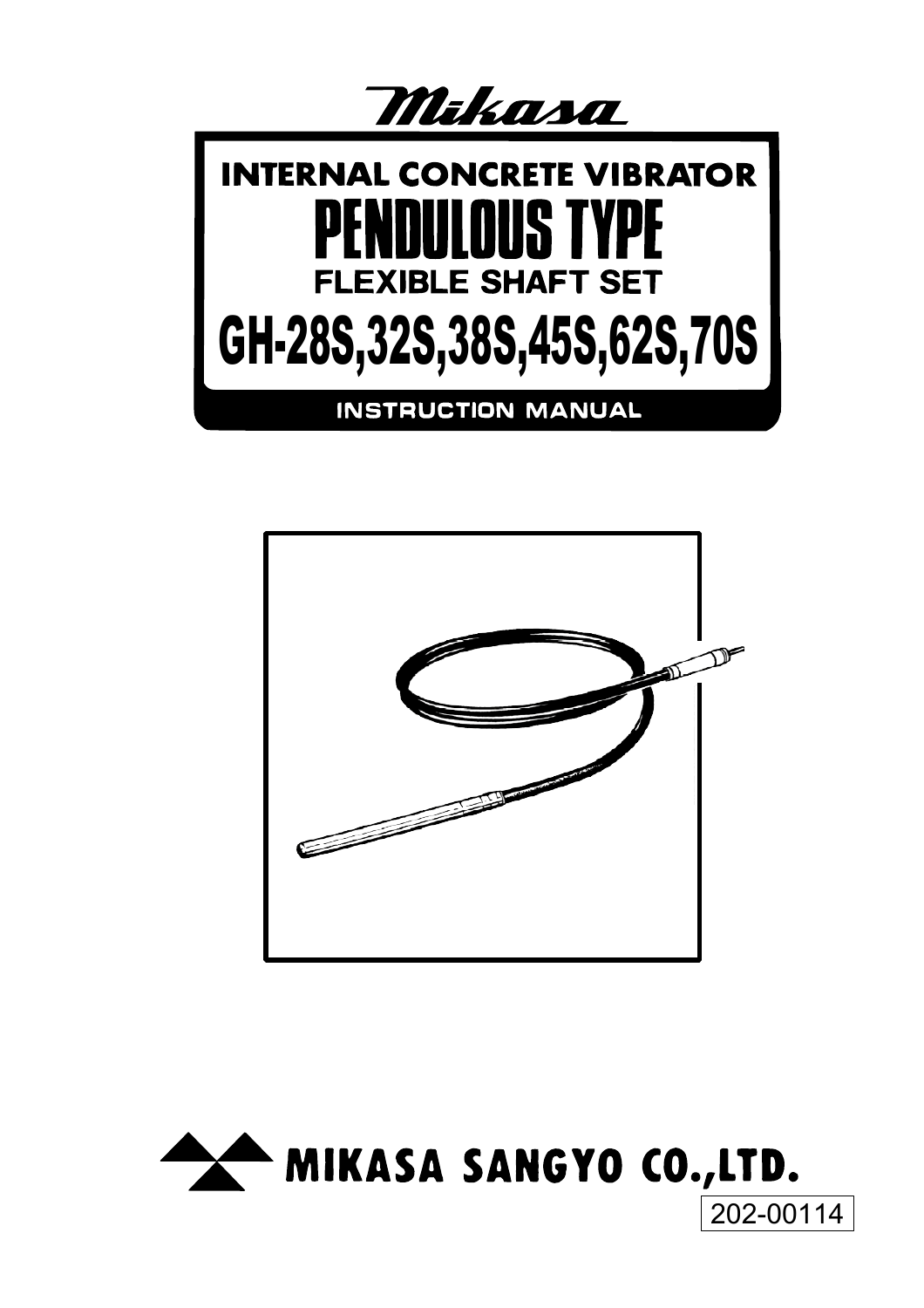Mikasa

# INTERNAL CONCRETE VIBRATOR

# PENDULOUS TYPE

## FLEXIBLE SHAFT SET

# GH-28S,32S,38S,45S,62S,70S

## INSTRUCTION MANUAL

MIKASA SANGYO CO.,LTD.

202-00114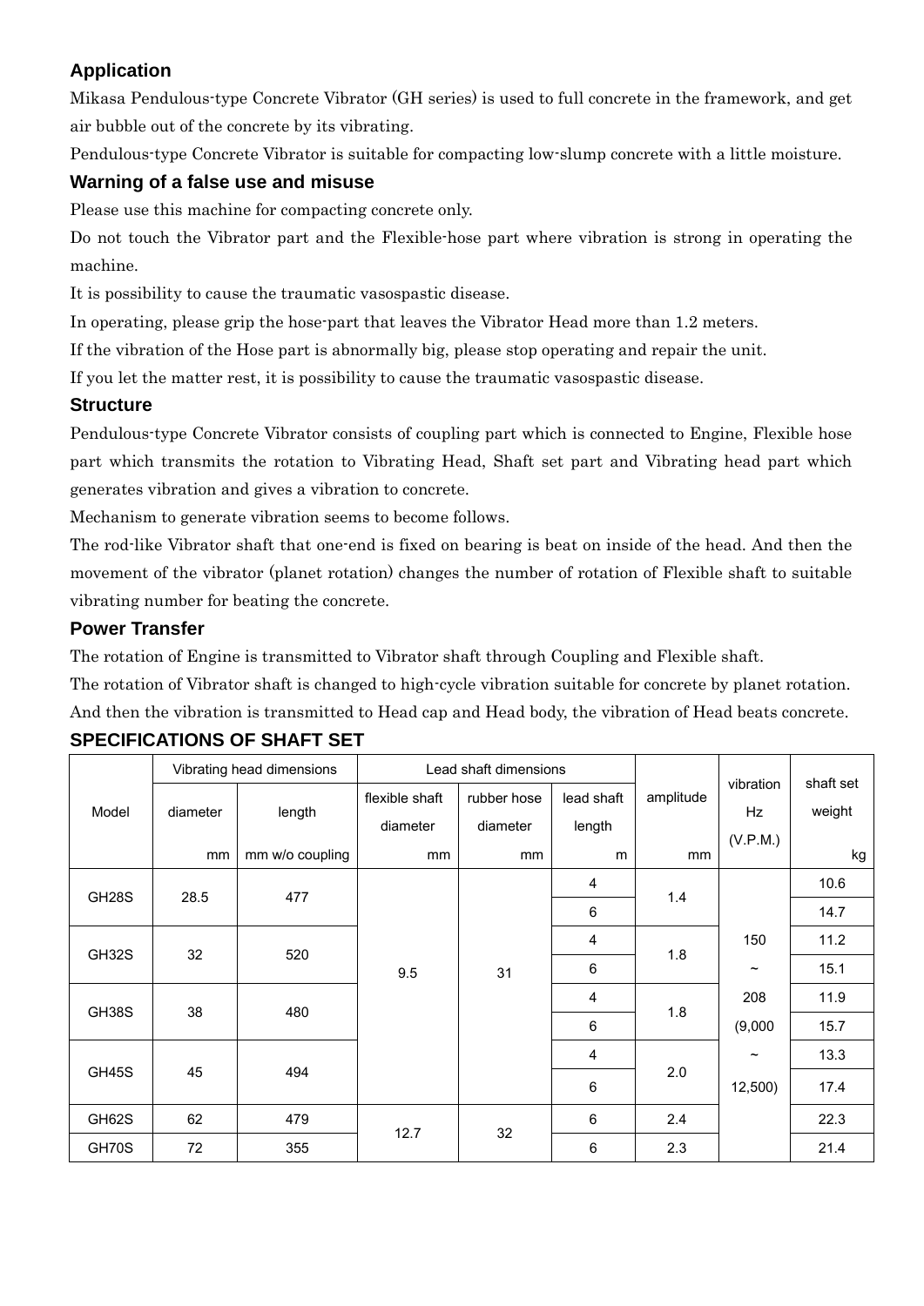## Application

Mikasa Pendulous-type Concrete Vibrator (GH series) is used to full concrete in the framework, and get air bubble out of the concrete by its vibrating.

Pendulous-type Concrete Vibrator is suitable for compacting low-slump concrete with a little moisture.

## Warning of a false use and misuse

Please use this machine for compacting concrete only.

Do not touch the Vibrator part and the Flexible-hose part where vibration is strong in operating the machine.

It is possibility to cause the traumatic vasospastic disease.

In operating, please grip the hose-part that leaves the Vibrator Head more than 1.2 meters.

If the vibration of the Hose part is abnormally big, please stop operating and repair the unit.

If you let the matter rest, it is possibility to cause the traumatic vasospastic disease.

## Structure

Pendulous-type Concrete Vibrator consists of coupling part which is connected to Engine, Flexible hose part which transmits the rotation to Vibrating Head, Shaft set part and Vibrating head part which generates vibration and gives a vibration to concrete.

Mechanism to generate vibration seems to become follows.

The rod-like Vibrator shaft that one-end is fixed on bearing is beat on inside of the head. And then the movement of the vibrator (planet rotation) changes the number of rotation of Flexible shaft to suitable vibrating number for beating the concrete.

## Power Transfer

The rotation of Engine is transmitted to Vibrator shaft through Coupling and Flexible shaft.

The rotation of Vibrator shaft is changed to high-cycle vibration suitable for concrete by planet rotation.

And then the vibration is transmitted to Head cap and Head body, the vibration of Head beats concrete.

## SPECIFICATIONS OF SHAFT SET

| Model | Vibrating head dimensions | | Lead shaft dimensions | | | amplitude | vibration Hz (V.P.M.) | shaft set weight |
|---|---|---|---|---|---|---|---|---|
| | diameter mm | length mm w/o coupling | flexible shaft diameter mm | rubber hose diameter mm | lead shaft length m | mm | | kg |
| GH28S | 28.5 | 477 | 9.5 | 31 | 4 | 1.4 | 150 ~ 208 (9,000 ~ 12,500) | 10.6 |
| | | | | | 6 | | | 14.7 |
| GH32S | 32 | 520 | | | 4 | 1.8 | | 11.2 |
| | | | | | 6 | | | 15.1 |
| GH38S | 38 | 480 | | | 4 | 1.8 | | 11.9 |
| | | | | | 6 | | | 15.7 |
| GH45S | 45 | 494 | | | 4 | 2.0 | | 13.3 |
| | | | | | 6 | | | 17.4 |
| GH62S | 62 | 479 | 12.7 | 32 | 6 | 2.4 | | 22.3 |
| GH70S | 72 | 355 | | | 6 | 2.3 | | 21.4 |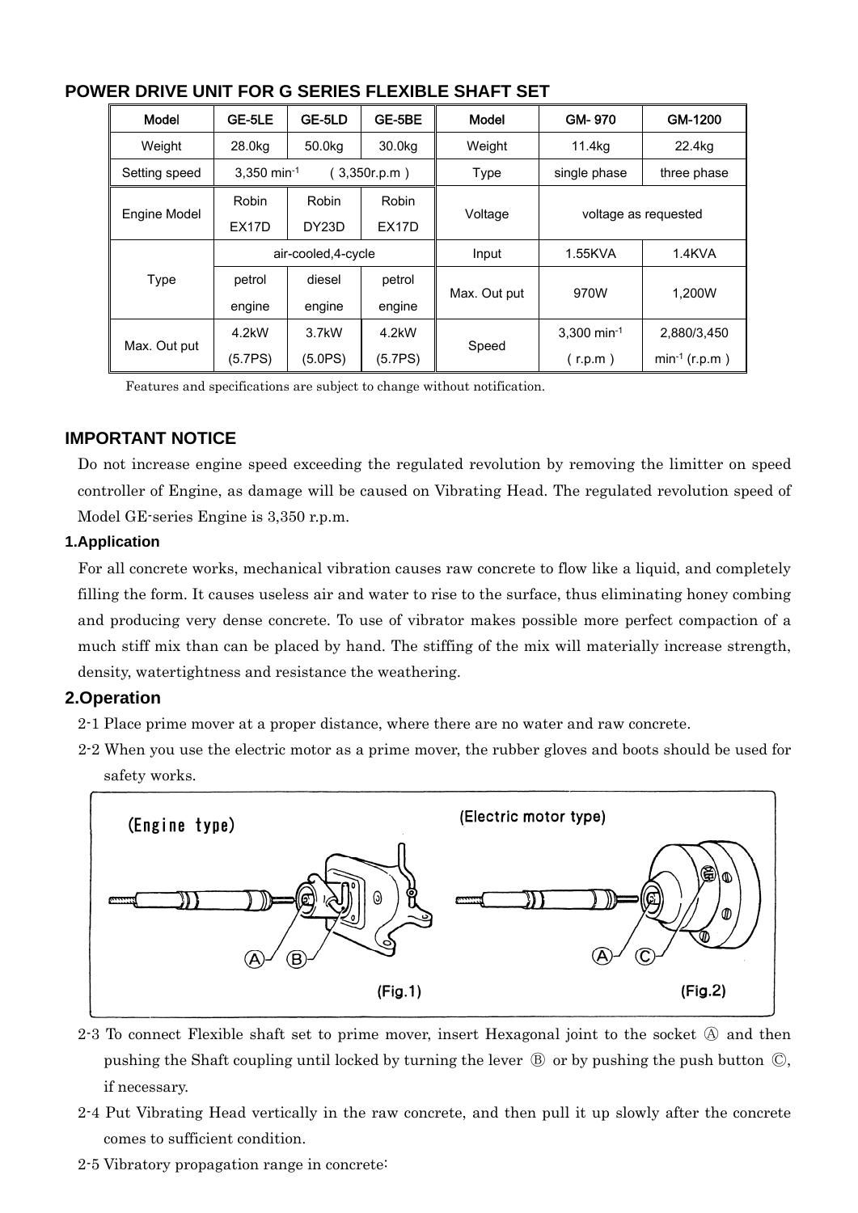## POWER DRIVE UNIT FOR G SERIES FLEXIBLE SHAFT SET

| Model | GE-5LE | GE-5LD | GE-5BE | Model | GM- 970 | GM-1200 |
|---|---|---|---|---|---|---|
| Weight | 28.0kg | 50.0kg | 30.0kg | Weight | 11.4kg | 22.4kg |
| Setting speed | 3,350 $min^{-1}$ ( 3,350r.p.m ) | | | Type | single phase | three phase |
| Engine Model | Robin EX17D | Robin DY23D | Robin EX17D | Voltage | voltage as requested | |
| Type | air-cooled,4-cycle | | | Input | 1.55KVA | 1.4KVA |
| | petrol engine | diesel engine | petrol engine | Max. Out put | 970W | 1,200W |
| Max. Out put | 4.2kW (5.7PS) | 3.7kW (5.0PS) | 4.2kW (5.7PS) | Speed | 3,300 $min^{-1}$ ( r.p.m ) | 2,880/3,450 $min^{-1}$ (r.p.m ) |

Features and specifications are subject to change without notification.

### IMPORTANT NOTICE

Do not increase engine speed exceeding the regulated revolution by removing the limitter on speed controller of Engine, as damage will be caused on Vibrating Head. The regulated revolution speed of Model GE-series Engine is 3,350 r.p.m.

#### 1.Application

For all concrete works, mechanical vibration causes raw concrete to flow like a liquid, and completely filling the form. It causes useless air and water to rise to the surface, thus eliminating honey combing and producing very dense concrete. To use of vibrator makes possible more perfect compaction of a much stiff mix than can be placed by hand. The stiffing of the mix will materially increase strength, density, watertightness and resistance the weathering.

### 2.Operation

2-1 Place prime mover at a proper distance, where there are no water and raw concrete.

2-2 When you use the electric motor as a prime mover, the rubber gloves and boots should be used for safety works.

(Engine type) (Electric motor type)

Ⓐ Ⓑ Ⓐ Ⓒ

(Fig.1) (Fig.2)

2-3 To connect Flexible shaft set to prime mover, insert Hexagonal joint to the socket Ⓐ and then pushing the Shaft coupling until locked by turning the lever Ⓑ or by pushing the push button Ⓒ, if necessary.

2-4 Put Vibrating Head vertically in the raw concrete, and then pull it up slowly after the concrete comes to sufficient condition.

2-5 Vibratory propagation range in concrete: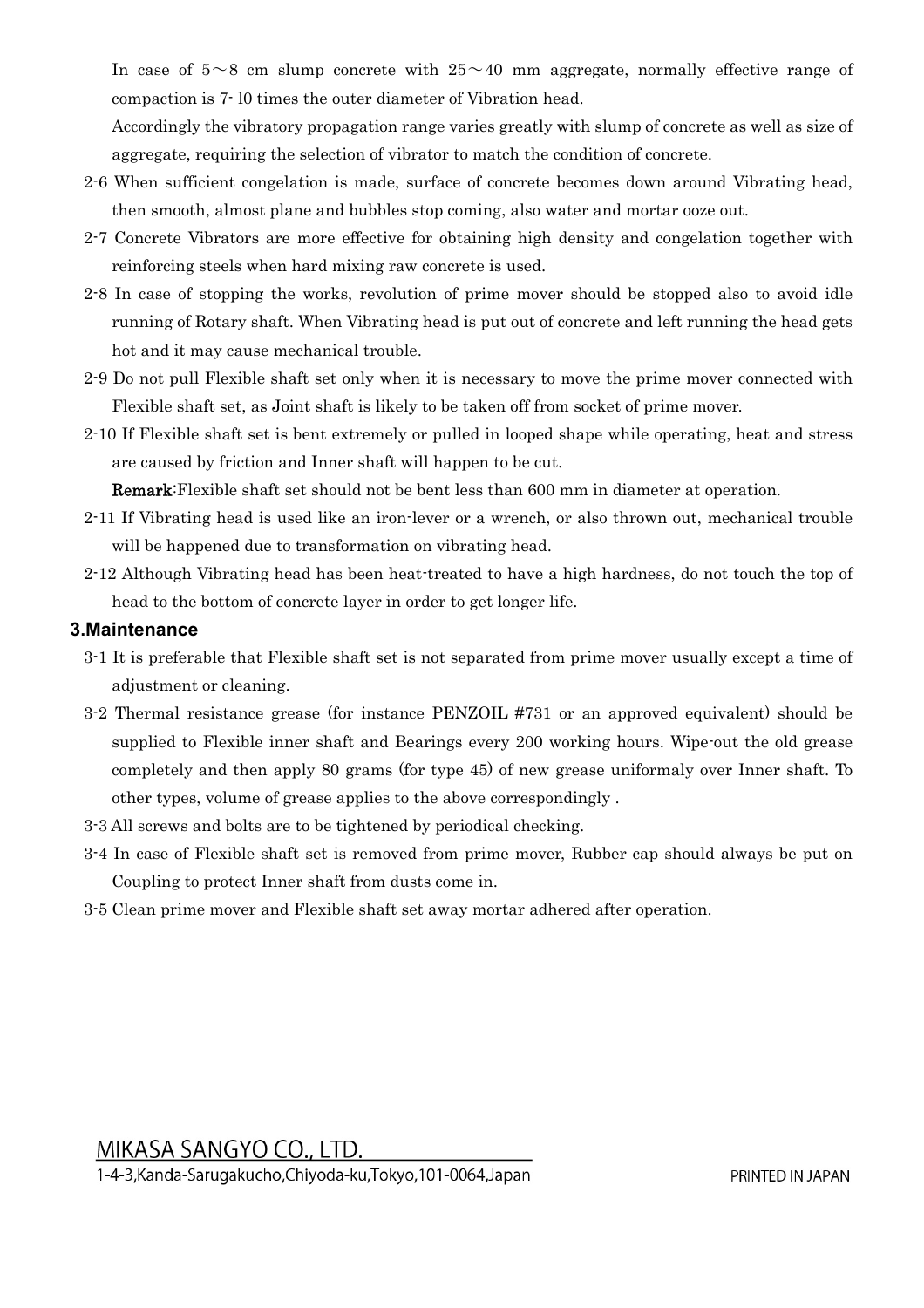In case of 5～8 cm slump concrete with 25～40 mm aggregate, normally effective range of compaction is 7- l0 times the outer diameter of Vibration head.

Accordingly the vibratory propagation range varies greatly with slump of concrete as well as size of aggregate, requiring the selection of vibrator to match the condition of concrete.

2-6 When sufficient congelation is made, surface of concrete becomes down around Vibrating head, then smooth, almost plane and bubbles stop coming, also water and mortar ooze out.

2-7 Concrete Vibrators are more effective for obtaining high density and congelation together with reinforcing steels when hard mixing raw concrete is used.

2-8 In case of stopping the works, revolution of prime mover should be stopped also to avoid idle running of Rotary shaft. When Vibrating head is put out of concrete and left running the head gets hot and it may cause mechanical trouble.

2-9 Do not pull Flexible shaft set only when it is necessary to move the prime mover connected with Flexible shaft set, as Joint shaft is likely to be taken off from socket of prime mover.

2-10 If Flexible shaft set is bent extremely or pulled in looped shape while operating, heat and stress are caused by friction and Inner shaft will happen to be cut.

**Remark**:Flexible shaft set should not be bent less than 600 mm in diameter at operation.

2-11 If Vibrating head is used like an iron-lever or a wrench, or also thrown out, mechanical trouble will be happened due to transformation on vibrating head.

2-12 Although Vibrating head has been heat-treated to have a high hardness, do not touch the top of head to the bottom of concrete layer in order to get longer life.

### 3.Maintenance

3-1 It is preferable that Flexible shaft set is not separated from prime mover usually except a time of adjustment or cleaning.

3-2 Thermal resistance grease (for instance PENZOIL #731 or an approved equivalent) should be supplied to Flexible inner shaft and Bearings every 200 working hours. Wipe-out the old grease completely and then apply 80 grams (for type 45) of new grease uniformaly over Inner shaft. To other types, volume of grease applies to the above correspondingly .

3-3 All screws and bolts are to be tightened by periodical checking.

3-4 In case of Flexible shaft set is removed from prime mover, Rubber cap should always be put on Coupling to protect Inner shaft from dusts come in.

3-5 Clean prime mover and Flexible shaft set away mortar adhered after operation.

MIKASA SANGYO CO., LTD.

1-4-3,Kanda-Sarugakucho,Chiyoda-ku,Tokyo,101-0064,Japan

PRINTED IN JAPAN